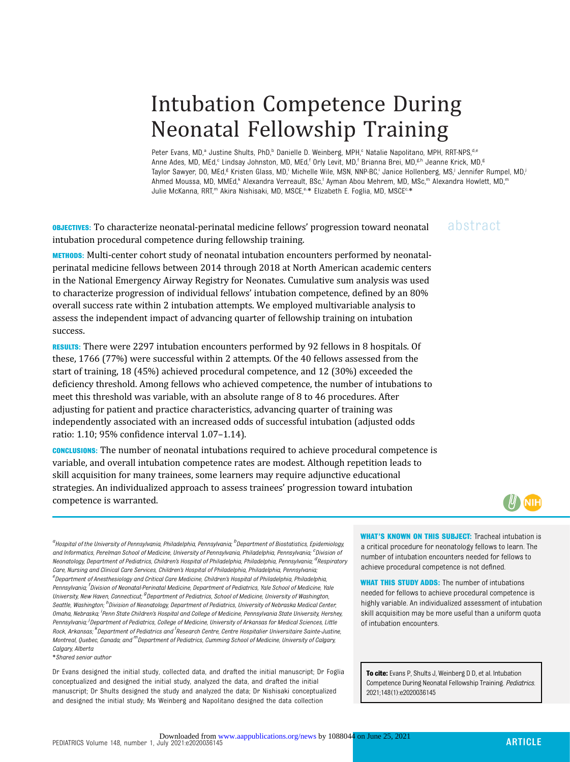# Intubation Competence During Neonatal Fellowship Training

Peter Evans, MD,[a] Justine Shults, PhD,[b] Danielle D. Weinberg, MPH,[c] Natalie Napolitano, MPH, RRT-NPS,[d,e] Anne Ades, MD, MEd,[c] Lindsay Johnston, MD, MEd,[f] Orly Levit, MD,[f] Brianna Brei, MD,[g,h] Jeanne Krick, MD,[g] Taylor Sawyer, DO, MEd,[g] Kristen Glass, MD,[i] Michelle Wile, MSN, NNP-BC,[i] Janice Hollenberg, MS,[j] Jennifer Rumpel, MD,[j] Ahmed Moussa, MD, MMEd,[k] Alexandra Verreault, BSc,[l] Ayman Abou Mehrem, MD, MSc,[m] Alexandra Howlett, MD,[m] Julie McKanna, RRT,[m] Akira Nishisaki, MD, MSCE,[e,*] Elizabeth E. Foglia, MD, MSCE[c,*]

## abstract

**OBJECTIVES:** To characterize neonatal-perinatal medicine fellows' progression toward neonatal intubation procedural competence during fellowship training.

**METHODS:** Multi-center cohort study of neonatal intubation encounters performed by neonatal-perinatal medicine fellows between 2014 through 2018 at North American academic centers in the National Emergency Airway Registry for Neonates. Cumulative sum analysis was used to characterize progression of individual fellows' intubation competence, defined by an 80% overall success rate within 2 intubation attempts. We employed multivariable analysis to assess the independent impact of advancing quarter of fellowship training on intubation success.

**RESULTS:** There were 2297 intubation encounters performed by 92 fellows in 8 hospitals. Of these, 1766 (77%) were successful within 2 attempts. Of the 40 fellows assessed from the start of training, 18 (45%) achieved procedural competence, and 12 (30%) exceeded the deficiency threshold. Among fellows who achieved competence, the number of intubations to meet this threshold was variable, with an absolute range of 8 to 46 procedures. After adjusting for patient and practice characteristics, advancing quarter of training was independently associated with an increased odds of successful intubation (adjusted odds ratio: 1.10; 95% confidence interval 1.07–1.14).

**CONCLUSIONS:** The number of neonatal intubations required to achieve procedural competence is variable, and overall intubation competence rates are modest. Although repetition leads to skill acquisition for many trainees, some learners may require adjunctive educational strategies. An individualized approach to assess trainees' progression toward intubation competence is warranted.

[a]Hospital of the University of Pennsylvania, Philadelphia, Pennsylvania; [b]Department of Biostatistics, Epidemiology, and Informatics, Perelman School of Medicine, University of Pennsylvania, Philadelphia, Pennsylvania; [c]Division of Neonatology, Department of Pediatrics, Children's Hospital of Philadelphia, Philadelphia, Pennsylvania; [d]Respiratory Care, Nursing and Clinical Care Services, Children's Hospital of Philadelphia, Philadelphia, Pennsylvania; [e]Department of Anesthesiology and Critical Care Medicine, Children's Hospital of Philadelphia, Philadelphia, Pennsylvania; [f]Division of Neonatal-Perinatal Medicine, Department of Pediatrics, Yale School of Medicine, Yale University, New Haven, Connecticut; [g]Department of Pediatrics, School of Medicine, University of Washington, Seattle, Washington; [h]Division of Neonatology, Department of Pediatrics, University of Nebraska Medical Center, Omaha, Nebraska; [i]Penn State Children's Hospital and College of Medicine, Pennsylvania State University, Hershey, Pennsylvania; [j]Department of Pediatrics, College of Medicine, University of Arkansas for Medical Sciences, Little Rock, Arkansas; [k]Department of Pediatrics and [l]Research Centre, Centre Hospitalier Universitaire Sainte-Justine, Montreal, Quebec, Canada; and [m]Department of Pediatrics, Cumming School of Medicine, University of Calgary, Calgary, Alberta

*Shared senior author

Dr Evans designed the initial study, collected data, and drafted the initial manuscript; Dr Foglia conceptualized and designed the initial study, analyzed the data, and drafted the initial manuscript; Dr Shults designed the study and analyzed the data; Dr Nishisaki conceptualized and designed the initial study; Ms Weinberg and Napolitano designed the data collection

**WHAT'S KNOWN ON THIS SUBJECT:** Tracheal intubation is a critical procedure for neonatology fellows to learn. The number of intubation encounters needed for fellows to achieve procedural competence is not defined.

**WHAT THIS STUDY ADDS:** The number of intubations needed for fellows to achieve procedural competence is highly variable. An individualized assessment of intubation skill acquisition may be more useful than a uniform quota of intubation encounters.

**To cite:** Evans P, Shults J, Weinberg D D, et al. Intubation Competence During Neonatal Fellowship Training. *Pediatrics.* 2021;148(1):e2020036145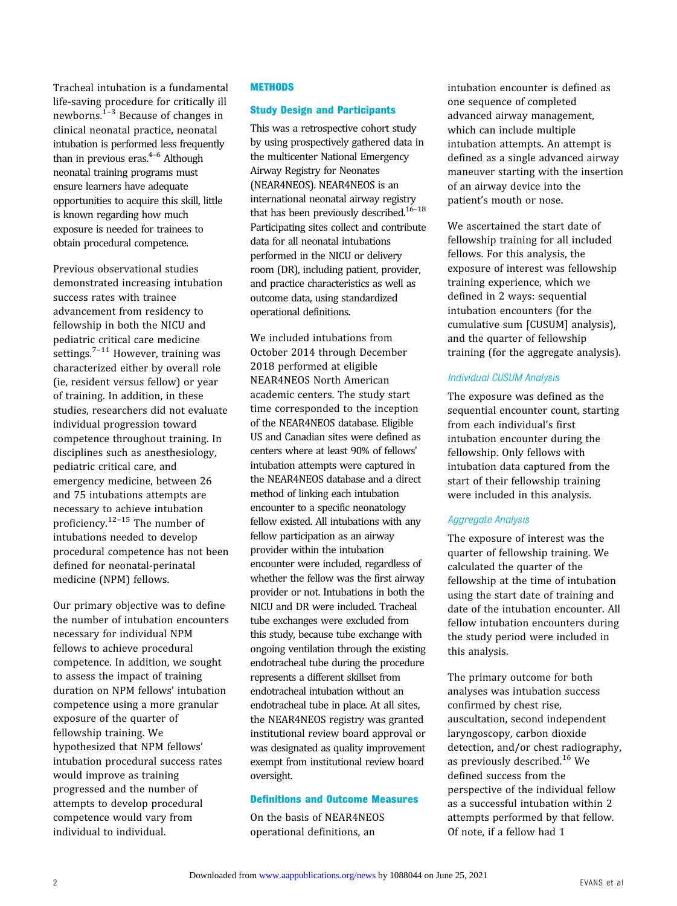Tracheal intubation is a fundamental life-saving procedure for critically ill newborns.[1–3] Because of changes in clinical neonatal practice, neonatal intubation is performed less frequently than in previous eras.[4–6] Although neonatal training programs must ensure learners have adequate opportunities to acquire this skill, little is known regarding how much exposure is needed for trainees to obtain procedural competence.

Previous observational studies demonstrated increasing intubation success rates with trainee advancement from residency to fellowship in both the NICU and pediatric critical care medicine settings.[7–11] However, training was characterized either by overall role (ie, resident versus fellow) or year of training. In addition, in these studies, researchers did not evaluate individual progression toward competence throughout training. In disciplines such as anesthesiology, pediatric critical care, and emergency medicine, between 26 and 75 intubations attempts are necessary to achieve intubation proficiency.[12–15] The number of intubations needed to develop procedural competence has not been defined for neonatal-perinatal medicine (NPM) fellows.

Our primary objective was to define the number of intubation encounters necessary for individual NPM fellows to achieve procedural competence. In addition, we sought to assess the impact of training duration on NPM fellows' intubation competence using a more granular exposure of the quarter of fellowship training. We hypothesized that NPM fellows' intubation procedural success rates would improve as training progressed and the number of attempts to develop procedural competence would vary from individual to individual.

## METHODS

### Study Design and Participants

This was a retrospective cohort study by using prospectively gathered data in the multicenter National Emergency Airway Registry for Neonates (NEAR4NEOS). NEAR4NEOS is an international neonatal airway registry that has been previously described.[16–18] Participating sites collect and contribute data for all neonatal intubations performed in the NICU or delivery room (DR), including patient, provider, and practice characteristics as well as outcome data, using standardized operational definitions.

We included intubations from October 2014 through December 2018 performed at eligible NEAR4NEOS North American academic centers. The study start time corresponded to the inception of the NEAR4NEOS database. Eligible US and Canadian sites were defined as centers where at least 90% of fellows' intubation attempts were captured in the NEAR4NEOS database and a direct method of linking each intubation encounter to a specific neonatology fellow existed. All intubations with any fellow participation as an airway provider within the intubation encounter were included, regardless of whether the fellow was the first airway provider or not. Intubations in both the NICU and DR were included. Tracheal tube exchanges were excluded from this study, because tube exchange with ongoing ventilation through the existing endotracheal tube during the procedure represents a different skillset from endotracheal intubation without an endotracheal tube in place. At all sites, the NEAR4NEOS registry was granted institutional review board approval or was designated as quality improvement exempt from institutional review board oversight.

### Definitions and Outcome Measures

On the basis of NEAR4NEOS operational definitions, an intubation encounter is defined as one sequence of completed advanced airway management, which can include multiple intubation attempts. An attempt is defined as a single advanced airway maneuver starting with the insertion of an airway device into the patient's mouth or nose.

We ascertained the start date of fellowship training for all included fellows. For this analysis, the exposure of interest was fellowship training experience, which we defined in 2 ways: sequential intubation encounters (for the cumulative sum [CUSUM] analysis), and the quarter of fellowship training (for the aggregate analysis).

#### *Individual CUSUM Analysis*

The exposure was defined as the sequential encounter count, starting from each individual's first intubation encounter during the fellowship. Only fellows with intubation data captured from the start of their fellowship training were included in this analysis.

#### *Aggregate Analysis*

The exposure of interest was the quarter of fellowship training. We calculated the quarter of the fellowship at the time of intubation using the start date of training and date of the intubation encounter. All fellow intubation encounters during the study period were included in this analysis.

The primary outcome for both analyses was intubation success confirmed by chest rise, auscultation, second independent laryngoscopy, carbon dioxide detection, and/or chest radiography, as previously described.[16] We defined success from the perspective of the individual fellow as a successful intubation within 2 attempts performed by that fellow. Of note, if a fellow had 1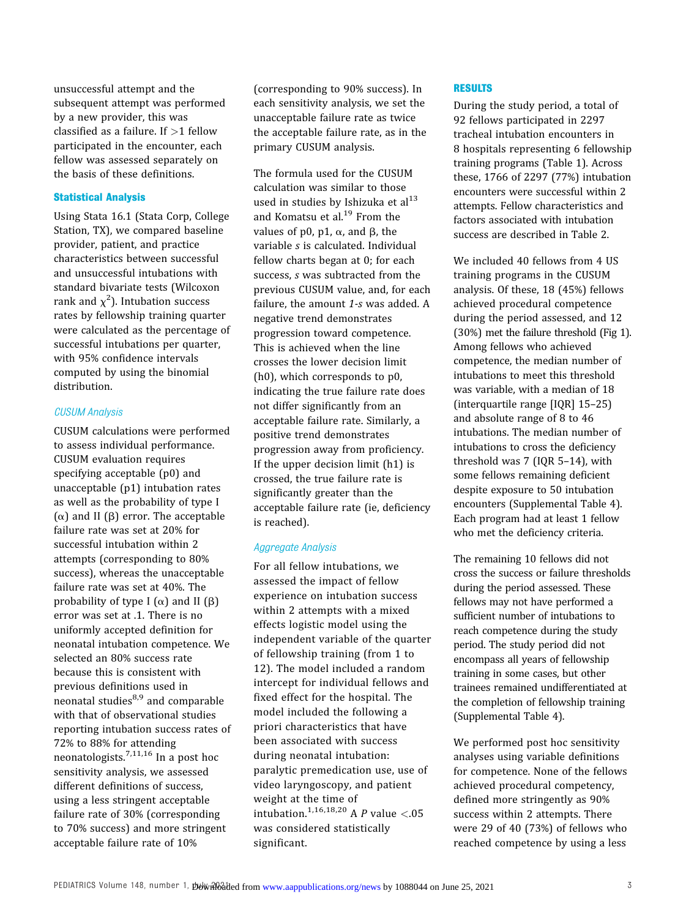unsuccessful attempt and the subsequent attempt was performed by a new provider, this was classified as a failure. If >1 fellow participated in the encounter, each fellow was assessed separately on the basis of these definitions.

### Statistical Analysis

Using Stata 16.1 (Stata Corp, College Station, TX), we compared baseline provider, patient, and practice characteristics between successful and unsuccessful intubations with standard bivariate tests (Wilcoxon rank and $\chi^2$). Intubation success rates by fellowship training quarter were calculated as the percentage of successful intubations per quarter, with 95% confidence intervals computed by using the binomial distribution.

#### *CUSUM Analysis*

CUSUM calculations were performed to assess individual performance. CUSUM evaluation requires specifying acceptable (p0) and unacceptable (p1) intubation rates as well as the probability of type I ($\alpha$) and II ($\beta$) error. The acceptable failure rate was set at 20% for successful intubation within 2 attempts (corresponding to 80% success), whereas the unacceptable failure rate was set at 40%. The probability of type I ($\alpha$) and II ($\beta$) error was set at .1. There is no uniformly accepted definition for neonatal intubation competence. We selected an 80% success rate because this is consistent with previous definitions used in neonatal studies[8,9] and comparable with that of observational studies reporting intubation success rates of 72% to 88% for attending neonatologists.[7,11,16] In a post hoc sensitivity analysis, we assessed different definitions of success, using a less stringent acceptable failure rate of 30% (corresponding to 70% success) and more stringent acceptable failure rate of 10% (corresponding to 90% success). In each sensitivity analysis, we set the unacceptable failure rate as twice the acceptable failure rate, as in the primary CUSUM analysis.

The formula used for the CUSUM calculation was similar to those used in studies by Ishizuka et al[13] and Komatsu et al.[19] From the values of p0, p1, $\alpha$, and $\beta$, the variable *s* is calculated. Individual fellow charts began at 0; for each success, *s* was subtracted from the previous CUSUM value, and, for each failure, the amount *1-s* was added. A negative trend demonstrates progression toward competence. This is achieved when the line crosses the lower decision limit (h0), which corresponds to p0, indicating the true failure rate does not differ significantly from an acceptable failure rate. Similarly, a positive trend demonstrates progression away from proficiency. If the upper decision limit (h1) is crossed, the true failure rate is significantly greater than the acceptable failure rate (ie, deficiency is reached).

#### *Aggregate Analysis*

For all fellow intubations, we assessed the impact of fellow experience on intubation success within 2 attempts with a mixed effects logistic model using the independent variable of the quarter of fellowship training (from 1 to 12). The model included a random intercept for individual fellows and fixed effect for the hospital. The model included the following a priori characteristics that have been associated with success during neonatal intubation: paralytic premedication use, use of video laryngoscopy, and patient weight at the time of intubation.[1,16,18,20] A *P* value <.05 was considered statistically significant.

## RESULTS

During the study period, a total of 92 fellows participated in 2297 tracheal intubation encounters in 8 hospitals representing 6 fellowship training programs (Table 1). Across these, 1766 of 2297 (77%) intubation encounters were successful within 2 attempts. Fellow characteristics and factors associated with intubation success are described in Table 2.

We included 40 fellows from 4 US training programs in the CUSUM analysis. Of these, 18 (45%) fellows achieved procedural competence during the period assessed, and 12 (30%) met the failure threshold (Fig 1). Among fellows who achieved competence, the median number of intubations to meet this threshold was variable, with a median of 18 (interquartile range [IQR] 15–25) and absolute range of 8 to 46 intubations. The median number of intubations to cross the deficiency threshold was 7 (IQR 5–14), with some fellows remaining deficient despite exposure to 50 intubation encounters (Supplemental Table 4). Each program had at least 1 fellow who met the deficiency criteria.

The remaining 10 fellows did not cross the success or failure thresholds during the period assessed. These fellows may not have performed a sufficient number of intubations to reach competence during the study period. The study period did not encompass all years of fellowship training in some cases, but other trainees remained undifferentiated at the completion of fellowship training (Supplemental Table 4).

We performed post hoc sensitivity analyses using variable definitions for competence. None of the fellows achieved procedural competency, defined more stringently as 90% success within 2 attempts. There were 29 of 40 (73%) of fellows who reached competence by using a less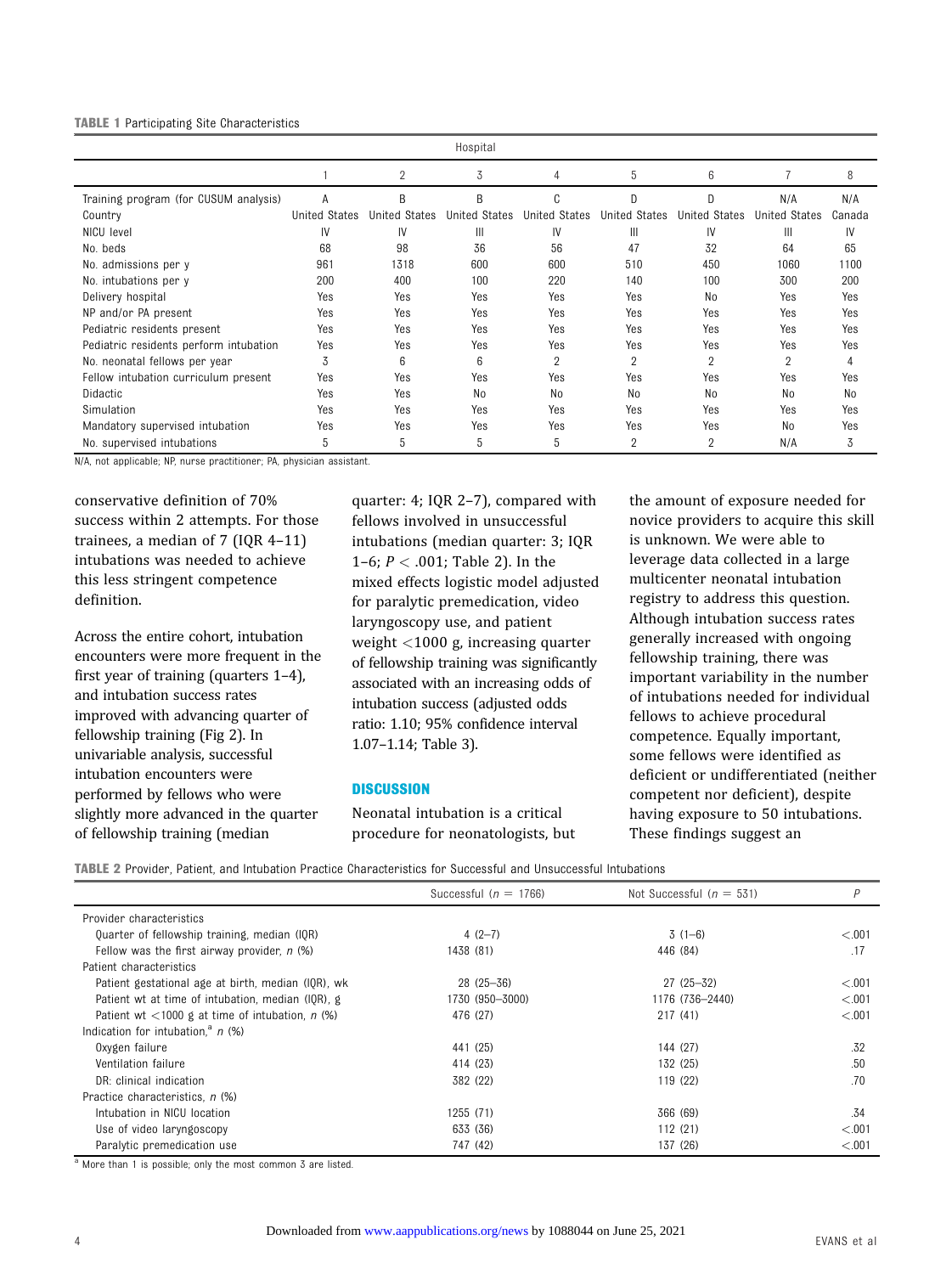**TABLE 1** Participating Site Characteristics

| | Hospital | | | | | | | |
|---|---|---|---|---|---|---|---|---|
| | 1 | 2 | 3 | 4 | 5 | 6 | 7 | 8 |
| Training program (for CUSUM analysis) | A | B | B | C | D | D | N/A | N/A |
| Country | United States | United States | United States | United States | United States | United States | United States | Canada |
| NICU level | IV | IV | III | IV | III | IV | III | IV |
| No. beds | 68 | 98 | 36 | 56 | 47 | 32 | 64 | 65 |
| No. admissions per y | 961 | 1318 | 600 | 600 | 510 | 450 | 1060 | 1100 |
| No. intubations per y | 200 | 400 | 100 | 220 | 140 | 100 | 300 | 200 |
| Delivery hospital | Yes | Yes | Yes | Yes | Yes | No | Yes | Yes |
| NP and/or PA present | Yes | Yes | Yes | Yes | Yes | Yes | Yes | Yes |
| Pediatric residents present | Yes | Yes | Yes | Yes | Yes | Yes | Yes | Yes |
| Pediatric residents perform intubation | Yes | Yes | Yes | Yes | Yes | Yes | Yes | Yes |
| No. neonatal fellows per year | 3 | 6 | 6 | 2 | 2 | 2 | 2 | 4 |
| Fellow intubation curriculum present | Yes | Yes | Yes | Yes | Yes | Yes | Yes | Yes |
| Didactic | Yes | Yes | No | No | No | No | No | No |
| Simulation | Yes | Yes | Yes | Yes | Yes | Yes | Yes | Yes |
| Mandatory supervised intubation | Yes | Yes | Yes | Yes | Yes | Yes | No | Yes |
| No. supervised intubations | 5 | 5 | 5 | 5 | 2 | 2 | N/A | 3 |

N/A, not applicable; NP, nurse practitioner; PA, physician assistant.

conservative definition of 70% success within 2 attempts. For those trainees, a median of 7 (IQR 4–11) intubations was needed to achieve this less stringent competence definition.

Across the entire cohort, intubation encounters were more frequent in the first year of training (quarters 1–4), and intubation success rates improved with advancing quarter of fellowship training (Fig 2). In univariable analysis, successful intubation encounters were performed by fellows who were slightly more advanced in the quarter of fellowship training (median quarter: 4; IQR 2–7), compared with fellows involved in unsuccessful intubations (median quarter: 3; IQR 1–6; $P < .001$; Table 2). In the mixed effects logistic model adjusted for paralytic premedication, video laryngoscopy use, and patient weight <1000 g, increasing quarter of fellowship training was significantly associated with an increasing odds of intubation success (adjusted odds ratio: 1.10; 95% confidence interval 1.07–1.14; Table 3).

## DISCUSSION

Neonatal intubation is a critical procedure for neonatologists, but the amount of exposure needed for novice providers to acquire this skill is unknown. We were able to leverage data collected in a large multicenter neonatal intubation registry to address this question. Although intubation success rates generally increased with ongoing fellowship training, there was important variability in the number of intubations needed for individual fellows to achieve procedural competence. Equally important, some fellows were identified as deficient or undifferentiated (neither competent nor deficient), despite having exposure to 50 intubations. These findings suggest an

**TABLE 2** Provider, Patient, and Intubation Practice Characteristics for Successful and Unsuccessful Intubations

| | Successful ($n$ = 1766) | Not Successful ($n$ = 531) | $P$ |
|---|---|---|---|
| Provider characteristics | | | |
| Quarter of fellowship training, median (IQR) | 4 (2–7) | 3 (1–6) | <.001 |
| Fellow was the first airway provider, $n$ (%) | 1438 (81) | 446 (84) | .17 |
| Patient characteristics | | | |
| Patient gestational age at birth, median (IQR), wk | 28 (25–36) | 27 (25–32) | <.001 |
| Patient wt at time of intubation, median (IQR), g | 1730 (950–3000) | 1176 (736–2440) | <.001 |
| Patient wt <1000 g at time of intubation, $n$ (%) | 476 (27) | 217 (41) | <.001 |
| Indication for intubation,[a] $n$ (%) | | | |
| Oxygen failure | 441 (25) | 144 (27) | .32 |
| Ventilation failure | 414 (23) | 132 (25) | .50 |
| DR: clinical indication | 382 (22) | 119 (22) | .70 |
| Practice characteristics, $n$ (%) | | | |
| Intubation in NICU location | 1255 (71) | 366 (69) | .34 |
| Use of video laryngoscopy | 633 (36) | 112 (21) | <.001 |
| Paralytic premedication use | 747 (42) | 137 (26) | <.001 |

[a] More than 1 is possible; only the most common 3 are listed.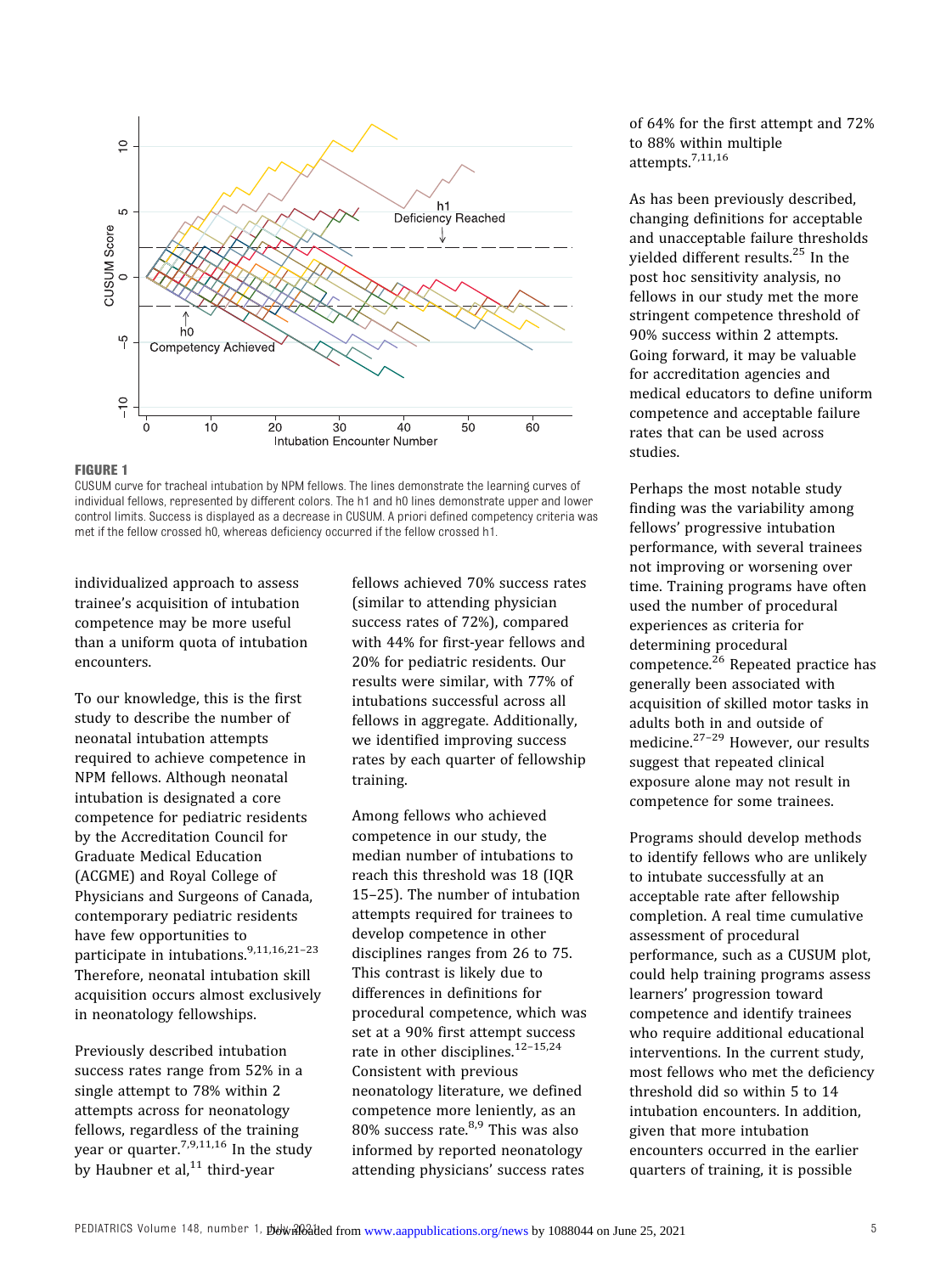**FIGURE 1**

CUSUM curve for tracheal intubation by NPM fellows. The lines demonstrate the learning curves of individual fellows, represented by different colors. The h1 and h0 lines demonstrate upper and lower control limits. Success is displayed as a decrease in CUSUM. A priori defined competency criteria was met if the fellow crossed h0, whereas deficiency occurred if the fellow crossed h1.

individualized approach to assess trainee's acquisition of intubation competence may be more useful than a uniform quota of intubation encounters.

To our knowledge, this is the first study to describe the number of neonatal intubation attempts required to achieve competence in NPM fellows. Although neonatal intubation is designated a core competence for pediatric residents by the Accreditation Council for Graduate Medical Education (ACGME) and Royal College of Physicians and Surgeons of Canada, contemporary pediatric residents have few opportunities to participate in intubations.[9,11,16,21–23] Therefore, neonatal intubation skill acquisition occurs almost exclusively in neonatology fellowships.

Previously described intubation success rates range from 52% in a single attempt to 78% within 2 attempts across for neonatology fellows, regardless of the training year or quarter.[7,9,11,16] In the study by Haubner et al,[11] third-year fellows achieved 70% success rates (similar to attending physician success rates of 72%), compared with 44% for first-year fellows and 20% for pediatric residents. Our results were similar, with 77% of intubations successful across all fellows in aggregate. Additionally, we identified improving success rates by each quarter of fellowship training.

Among fellows who achieved competence in our study, the median number of intubations to reach this threshold was 18 (IQR 15–25). The number of intubation attempts required for trainees to develop competence in other disciplines ranges from 26 to 75. This contrast is likely due to differences in definitions for procedural competence, which was set at a 90% first attempt success rate in other disciplines.[12–15,24] Consistent with previous neonatology literature, we defined competence more leniently, as an 80% success rate.[8,9] This was also informed by reported neonatology attending physicians' success rates of 64% for the first attempt and 72% to 88% within multiple attempts.[7,11,16]

As has been previously described, changing definitions for acceptable and unacceptable failure thresholds yielded different results.[25] In the post hoc sensitivity analysis, no fellows in our study met the more stringent competence threshold of 90% success within 2 attempts. Going forward, it may be valuable for accreditation agencies and medical educators to define uniform competence and acceptable failure rates that can be used across studies.

Perhaps the most notable study finding was the variability among fellows' progressive intubation performance, with several trainees not improving or worsening over time. Training programs have often used the number of procedural experiences as criteria for determining procedural competence.[26] Repeated practice has generally been associated with acquisition of skilled motor tasks in adults both in and outside of medicine.[27–29] However, our results suggest that repeated clinical exposure alone may not result in competence for some trainees.

Programs should develop methods to identify fellows who are unlikely to intubate successfully at an acceptable rate after fellowship completion. A real time cumulative assessment of procedural performance, such as a CUSUM plot, could help training programs assess learners' progression toward competence and identify trainees who require additional educational interventions. In the current study, most fellows who met the deficiency threshold did so within 5 to 14 intubation encounters. In addition, given that more intubation encounters occurred in the earlier quarters of training, it is possible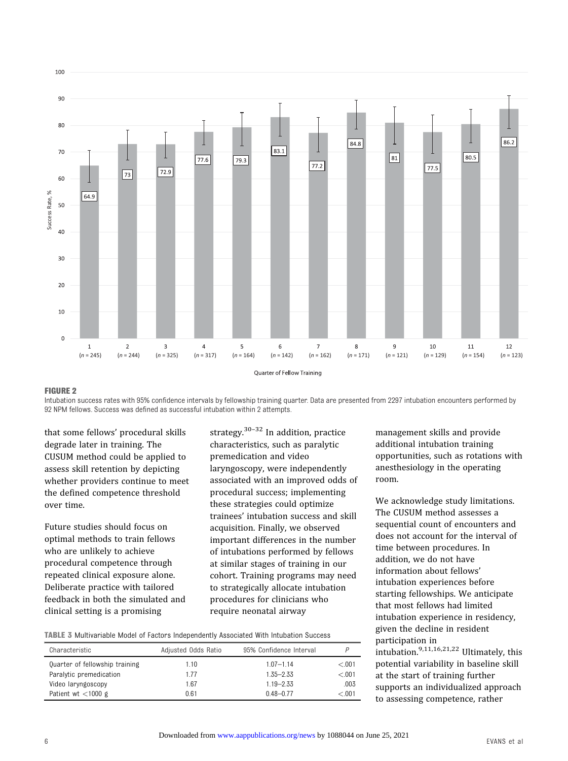**FIGURE 2**

Intubation success rates with 95% confidence intervals by fellowship training quarter. Data are presented from 2297 intubation encounters performed by 92 NPM fellows. Success was defined as successful intubation within 2 attempts.

that some fellows' procedural skills degrade later in training. The CUSUM method could be applied to assess skill retention by depicting whether providers continue to meet the defined competence threshold over time.

Future studies should focus on optimal methods to train fellows who are unlikely to achieve procedural competence through repeated clinical exposure alone. Deliberate practice with tailored feedback in both the simulated and clinical setting is a promising strategy.[30–32] In addition, practice characteristics, such as paralytic premedication and video laryngoscopy, were independently associated with an improved odds of procedural success; implementing these strategies could optimize trainees' intubation success and skill acquisition. Finally, we observed important differences in the number of intubations performed by fellows at similar stages of training in our cohort. Training programs may need to strategically allocate intubation procedures for clinicians who require neonatal airway management skills and provide additional intubation training opportunities, such as rotations with anesthesiology in the operating room.

We acknowledge study limitations. The CUSUM method assesses a sequential count of encounters and does not account for the interval of time between procedures. In addition, we do not have information about fellows' intubation experiences before starting fellowships. We anticipate that most fellows had limited intubation experience in residency, given the decline in resident participation in intubation.[9,11,16,21,22] Ultimately, this potential variability in baseline skill at the start of training further supports an individualized approach to assessing competence, rather

**TABLE 3** Multivariable Model of Factors Independently Associated With Intubation Success

| Characteristic | Adjusted Odds Ratio | 95% Confidence Interval | *P* |
|---|---|---|---|
| Quarter of fellowship training | 1.10 | 1.07–1.14 | <.001 |
| Paralytic premedication | 1.77 | 1.35–2.33 | <.001 |
| Video laryngoscopy | 1.67 | 1.19–2.33 | .003 |
| Patient wt <1000 g | 0.61 | 0.48–0.77 | <.001 |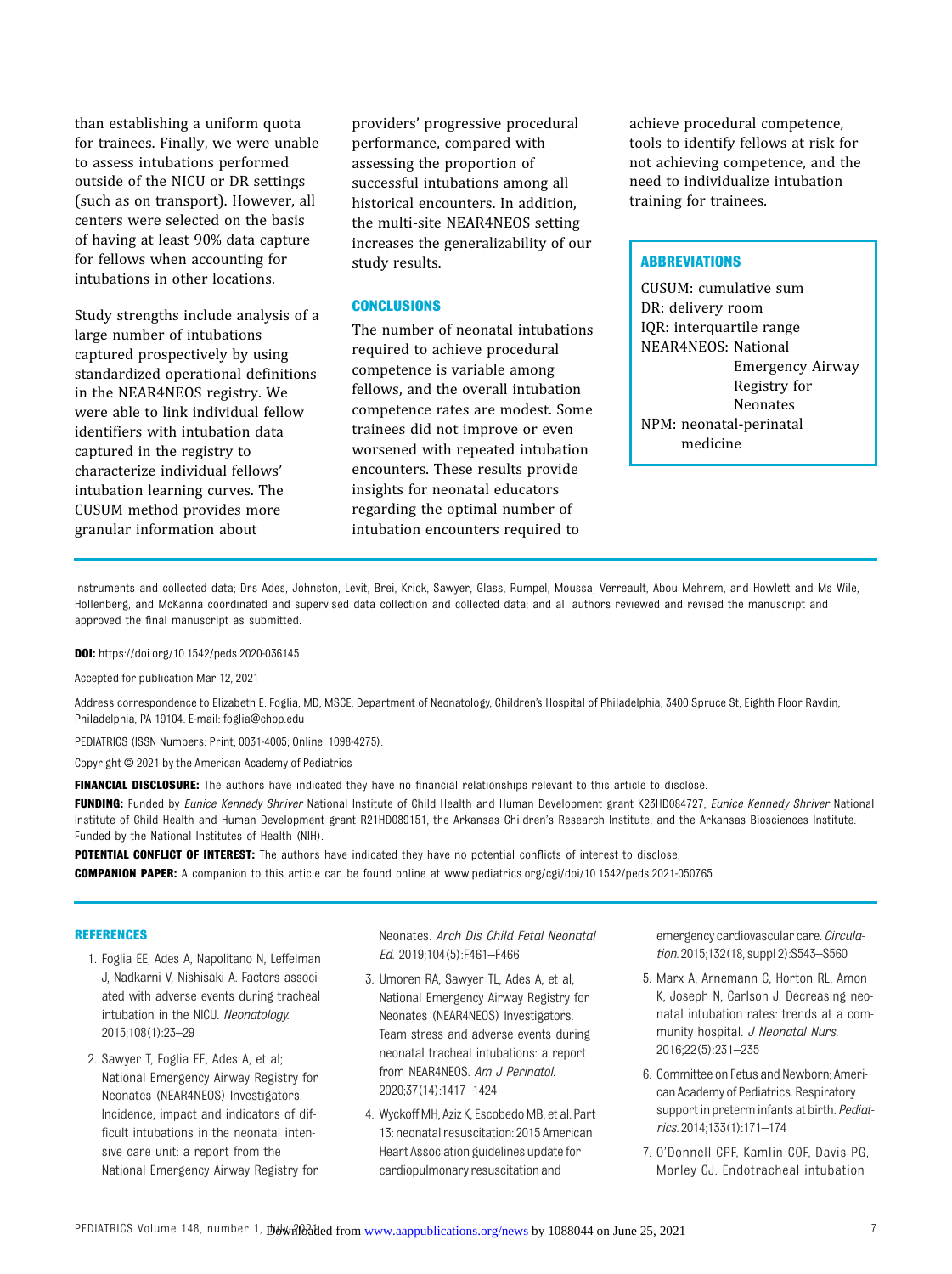than establishing a uniform quota for trainees. Finally, we were unable to assess intubations performed outside of the NICU or DR settings (such as on transport). However, all centers were selected on the basis of having at least 90% data capture for fellows when accounting for intubations in other locations.

Study strengths include analysis of a large number of intubations captured prospectively by using standardized operational definitions in the NEAR4NEOS registry. We were able to link individual fellow identifiers with intubation data captured in the registry to characterize individual fellows' intubation learning curves. The CUSUM method provides more granular information about providers' progressive procedural performance, compared with assessing the proportion of successful intubations among all historical encounters. In addition, the multi-site NEAR4NEOS setting increases the generalizability of our study results.

## CONCLUSIONS

The number of neonatal intubations required to achieve procedural competence is variable among fellows, and the overall intubation competence rates are modest. Some trainees did not improve or even worsened with repeated intubation encounters. These results provide insights for neonatal educators regarding the optimal number of intubation encounters required to achieve procedural competence, tools to identify fellows at risk for not achieving competence, and the need to individualize intubation training for trainees.

## ABBREVIATIONS

CUSUM: cumulative sum
DR: delivery room
IQR: interquartile range
NEAR4NEOS: National Emergency Airway Registry for Neonates
NPM: neonatal-perinatal medicine

---

instruments and collected data; Drs Ades, Johnston, Levit, Brei, Krick, Sawyer, Glass, Rumpel, Moussa, Verreault, Abou Mehrem, and Howlett and Ms Wile, Hollenberg, and McKanna coordinated and supervised data collection and collected data; and all authors reviewed and revised the manuscript and approved the final manuscript as submitted.

**DOI:** https://doi.org/10.1542/peds.2020-036145

Accepted for publication Mar 12, 2021

Address correspondence to Elizabeth E. Foglia, MD, MSCE, Department of Neonatology, Children's Hospital of Philadelphia, 3400 Spruce St, Eighth Floor Ravdin, Philadelphia, PA 19104. E-mail: foglia@chop.edu

PEDIATRICS (ISSN Numbers: Print, 0031-4005; Online, 1098-4275).

Copyright © 2021 by the American Academy of Pediatrics

**FINANCIAL DISCLOSURE:** The authors have indicated they have no financial relationships relevant to this article to disclose.

**FUNDING:** Funded by *Eunice Kennedy Shriver* National Institute of Child Health and Human Development grant K23HD084727, *Eunice Kennedy Shriver* National Institute of Child Health and Human Development grant R21HD089151, the Arkansas Children's Research Institute, and the Arkansas Biosciences Institute. Funded by the National Institutes of Health (NIH).

**POTENTIAL CONFLICT OF INTEREST:** The authors have indicated they have no potential conflicts of interest to disclose.

**COMPANION PAPER:** A companion to this article can be found online at www.pediatrics.org/cgi/doi/10.1542/peds.2021-050765.

## REFERENCES

1. Foglia EE, Ades A, Napolitano N, Leffelman J, Nadkarni V, Nishisaki A. Factors associated with adverse events during tracheal intubation in the NICU. *Neonatology.* 2015;108(1):23–29
2. Sawyer T, Foglia EE, Ades A, et al; National Emergency Airway Registry for Neonates (NEAR4NEOS) Investigators. Incidence, impact and indicators of difficult intubations in the neonatal intensive care unit: a report from the National Emergency Airway Registry for Neonates. *Arch Dis Child Fetal Neonatal Ed.* 2019;104(5):F461–F466
3. Umoren RA, Sawyer TL, Ades A, et al; National Emergency Airway Registry for Neonates (NEAR4NEOS) Investigators. Team stress and adverse events during neonatal tracheal intubations: a report from NEAR4NEOS. *Am J Perinatol.* 2020;37(14):1417–1424
4. Wyckoff MH, Aziz K, Escobedo MB, et al. Part 13: neonatal resuscitation: 2015 American Heart Association guidelines update for cardiopulmonary resuscitation and emergency cardiovascular care. *Circulation.* 2015;132(18, suppl 2):S543–S560
5. Marx A, Arnemann C, Horton RL, Amon K, Joseph N, Carlson J. Decreasing neonatal intubation rates: trends at a community hospital. *J Neonatal Nurs.* 2016;22(5):231–235
6. Committee on Fetus and Newborn; American Academy of Pediatrics. Respiratory support in preterm infants at birth. *Pediatrics.* 2014;133(1):171–174
7. O'Donnell CPF, Kamlin COF, Davis PG, Morley CJ. Endotracheal intubation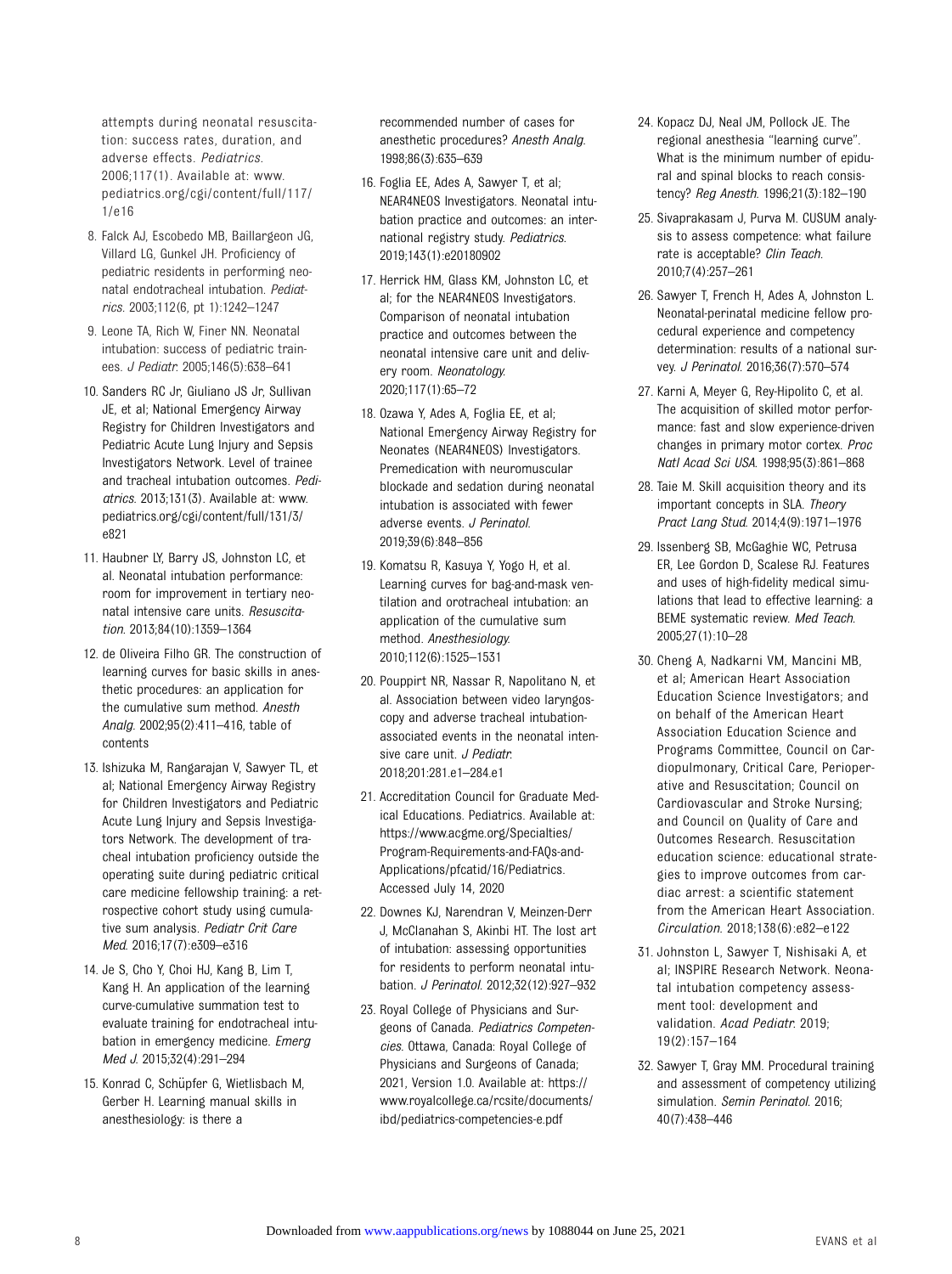attempts during neonatal resuscitation: success rates, duration, and adverse effects. *Pediatrics*. 2006;117(1). Available at: www.pediatrics.org/cgi/content/full/117/1/e16

8. Falck AJ, Escobedo MB, Baillargeon JG, Villard LG, Gunkel JH. Proficiency of pediatric residents in performing neonatal endotracheal intubation. *Pediatrics*. 2003;112(6, pt 1):1242–1247
9. Leone TA, Rich W, Finer NN. Neonatal intubation: success of pediatric trainees. *J Pediatr*. 2005;146(5):638–641
10. Sanders RC Jr, Giuliano JS Jr, Sullivan JE, et al; National Emergency Airway Registry for Children Investigators and Pediatric Acute Lung Injury and Sepsis Investigators Network. Level of trainee and tracheal intubation outcomes. *Pediatrics*. 2013;131(3). Available at: www.pediatrics.org/cgi/content/full/131/3/e821
11. Haubner LY, Barry JS, Johnston LC, et al. Neonatal intubation performance: room for improvement in tertiary neonatal intensive care units. *Resuscitation*. 2013;84(10):1359–1364
12. de Oliveira Filho GR. The construction of learning curves for basic skills in anesthetic procedures: an application for the cumulative sum method. *Anesth Analg*. 2002;95(2):411–416, table of contents
13. Ishizuka M, Rangarajan V, Sawyer TL, et al; National Emergency Airway Registry for Children Investigators and Pediatric Acute Lung Injury and Sepsis Investigators Network. The development of tracheal intubation proficiency outside the operating suite during pediatric critical care medicine fellowship training: a retrospective cohort study using cumulative sum analysis. *Pediatr Crit Care Med*. 2016;17(7):e309–e316
14. Je S, Cho Y, Choi HJ, Kang B, Lim T, Kang H. An application of the learning curve-cumulative summation test to evaluate training for endotracheal intubation in emergency medicine. *Emerg Med J*. 2015;32(4):291–294
15. Konrad C, Schüpfer G, Wietlisbach M, Gerber H. Learning manual skills in anesthesiology: is there a recommended number of cases for anesthetic procedures? *Anesth Analg*. 1998;86(3):635–639
16. Foglia EE, Ades A, Sawyer T, et al; NEAR4NEOS Investigators. Neonatal intubation practice and outcomes: an international registry study. *Pediatrics*. 2019;143(1):e20180902
17. Herrick HM, Glass KM, Johnston LC, et al; for the NEAR4NEOS Investigators. Comparison of neonatal intubation practice and outcomes between the neonatal intensive care unit and delivery room. *Neonatology*. 2020;117(1):65–72
18. Ozawa Y, Ades A, Foglia EE, et al; National Emergency Airway Registry for Neonates (NEAR4NEOS) Investigators. Premedication with neuromuscular blockade and sedation during neonatal intubation is associated with fewer adverse events. *J Perinatol*. 2019;39(6):848–856
19. Komatsu R, Kasuya Y, Yogo H, et al. Learning curves for bag-and-mask ventilation and orotracheal intubation: an application of the cumulative sum method. *Anesthesiology*. 2010;112(6):1525–1531
20. Pouppirt NR, Nassar R, Napolitano N, et al. Association between video laryngoscopy and adverse tracheal intubation-associated events in the neonatal intensive care unit. *J Pediatr*. 2018;201:281.e1–284.e1
21. Accreditation Council for Graduate Medical Educations. Pediatrics. Available at: https://www.acgme.org/Specialties/Program-Requirements-and-FAQs-and-Applications/pfcatid/16/Pediatrics. Accessed July 14, 2020
22. Downes KJ, Narendran V, Meinzen-Derr J, McClanahan S, Akinbi HT. The lost art of intubation: assessing opportunities for residents to perform neonatal intubation. *J Perinatol*. 2012;32(12):927–932
23. Royal College of Physicians and Surgeons of Canada. *Pediatrics Competencies*. Ottawa, Canada: Royal College of Physicians and Surgeons of Canada; 2021, Version 1.0. Available at: https://www.royalcollege.ca/rcsite/documents/ibd/pediatrics-competencies-e.pdf
24. Kopacz DJ, Neal JM, Pollock JE. The regional anesthesia "learning curve". What is the minimum number of epidural and spinal blocks to reach consistency? *Reg Anesth*. 1996;21(3):182–190
25. Sivaprakasam J, Purva M. CUSUM analysis to assess competence: what failure rate is acceptable? *Clin Teach*. 2010;7(4):257–261
26. Sawyer T, French H, Ades A, Johnston L. Neonatal-perinatal medicine fellow procedural experience and competency determination: results of a national survey. *J Perinatol*. 2016;36(7):570–574
27. Karni A, Meyer G, Rey-Hipolito C, et al. The acquisition of skilled motor performance: fast and slow experience-driven changes in primary motor cortex. *Proc Natl Acad Sci USA*. 1998;95(3):861–868
28. Taie M. Skill acquisition theory and its important concepts in SLA. *Theory Pract Lang Stud*. 2014;4(9):1971–1976
29. Issenberg SB, McGaghie WC, Petrusa ER, Lee Gordon D, Scalese RJ. Features and uses of high-fidelity medical simulations that lead to effective learning: a BEME systematic review. *Med Teach*. 2005;27(1):10–28
30. Cheng A, Nadkarni VM, Mancini MB, et al; American Heart Association Education Science Investigators; and on behalf of the American Heart Association Education Science and Programs Committee, Council on Cardiopulmonary, Critical Care, Perioperative and Resuscitation; Council on Cardiovascular and Stroke Nursing; and Council on Quality of Care and Outcomes Research. Resuscitation education science: educational strategies to improve outcomes from cardiac arrest: a scientific statement from the American Heart Association. *Circulation*. 2018;138(6):e82–e122
31. Johnston L, Sawyer T, Nishisaki A, et al; INSPIRE Research Network. Neonatal intubation competency assessment tool: development and validation. *Acad Pediatr*. 2019;19(2):157–164
32. Sawyer T, Gray MM. Procedural training and assessment of competency utilizing simulation. *Semin Perinatol*. 2016;40(7):438–446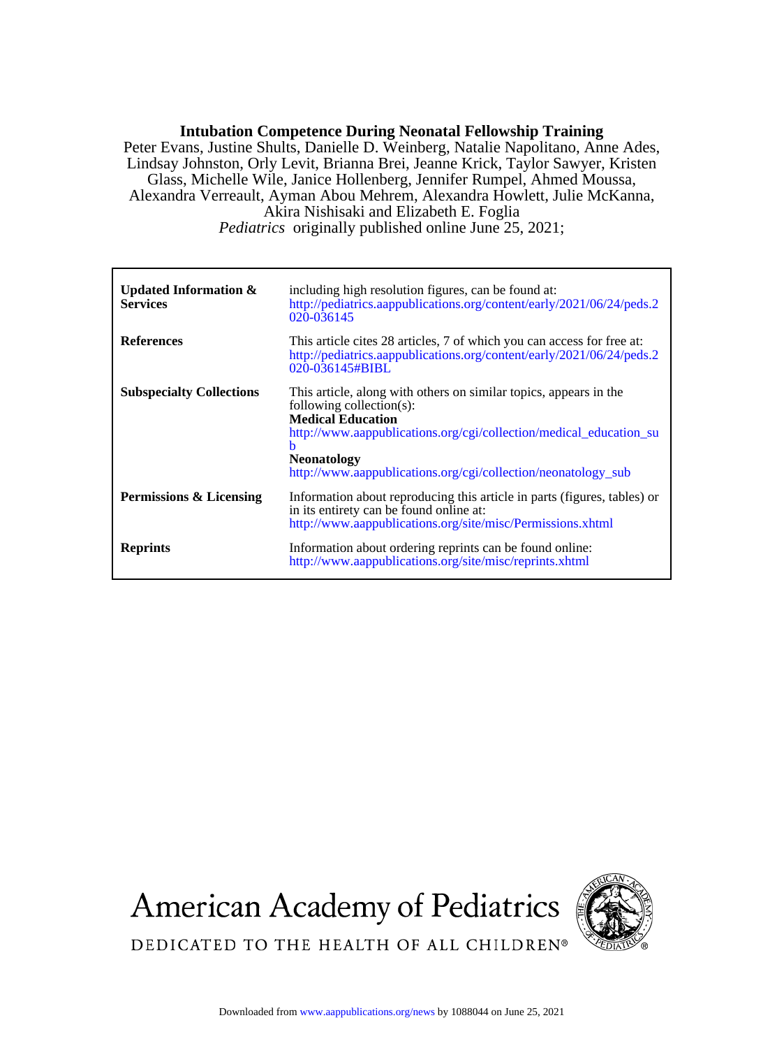# Intubation Competence During Neonatal Fellowship Training

Peter Evans, Justine Shults, Danielle D. Weinberg, Natalie Napolitano, Anne Ades, Lindsay Johnston, Orly Levit, Brianna Brei, Jeanne Krick, Taylor Sawyer, Kristen Glass, Michelle Wile, Janice Hollenberg, Jennifer Rumpel, Ahmed Moussa, Alexandra Verreault, Ayman Abou Mehrem, Alexandra Howlett, Julie McKanna, Akira Nishisaki and Elizabeth E. Foglia

*Pediatrics* originally published online June 25, 2021;

| | |
|---|---|
| **Updated Information & Services** | including high resolution figures, can be found at: http://pediatrics.aappublications.org/content/early/2021/06/24/peds.2020-036145 |
| **References** | This article cites 28 articles, 7 of which you can access for free at: http://pediatrics.aappublications.org/content/early/2021/06/24/peds.2020-036145#BIBL |
| **Subspecialty Collections** | This article, along with others on similar topics, appears in the following collection(s): **Medical Education** http://www.aappublications.org/cgi/collection/medical_education_sub **Neonatology** http://www.aappublications.org/cgi/collection/neonatology_sub |
| **Permissions & Licensing** | Information about reproducing this article in parts (figures, tables) or in its entirety can be found online at: http://www.aappublications.org/site/misc/Permissions.xhtml |
| **Reprints** | Information about ordering reprints can be found online: http://www.aappublications.org/site/misc/reprints.xhtml |

American Academy of Pediatrics

DEDICATED TO THE HEALTH OF ALL CHILDREN®

Downloaded from www.aappublications.org/news by 1088044 on June 25, 2021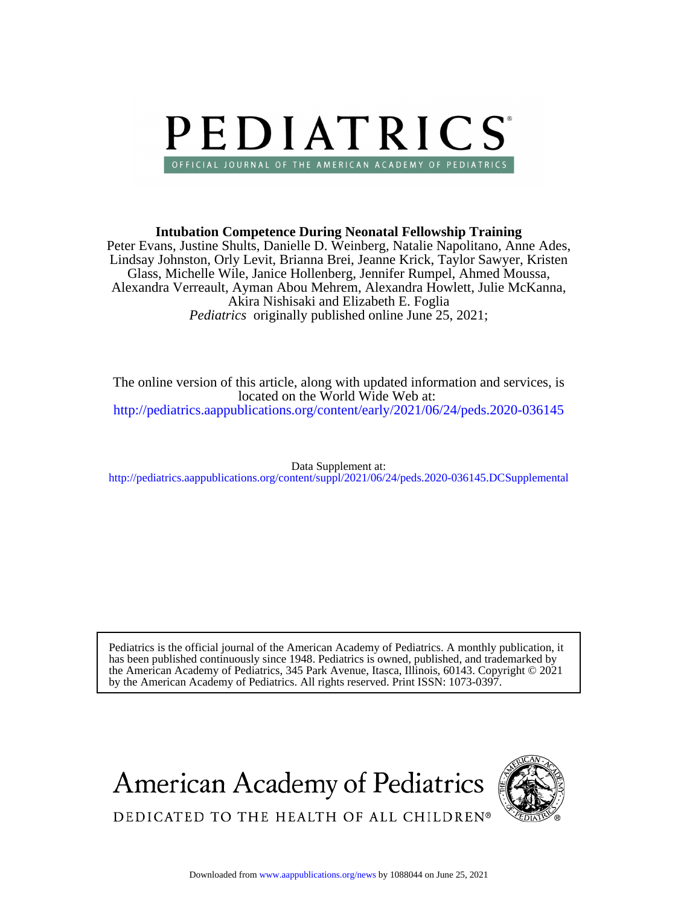# PEDIATRICS

OFFICIAL JOURNAL OF THE AMERICAN ACADEMY OF PEDIATRICS

**Intubation Competence During Neonatal Fellowship Training**

Peter Evans, Justine Shults, Danielle D. Weinberg, Natalie Napolitano, Anne Ades, Lindsay Johnston, Orly Levit, Brianna Brei, Jeanne Krick, Taylor Sawyer, Kristen Glass, Michelle Wile, Janice Hollenberg, Jennifer Rumpel, Ahmed Moussa, Alexandra Verreault, Ayman Abou Mehrem, Alexandra Howlett, Julie McKanna, Akira Nishisaki and Elizabeth E. Foglia

*Pediatrics* originally published online June 25, 2021;

The online version of this article, along with updated information and services, is located on the World Wide Web at:

http://pediatrics.aappublications.org/content/early/2021/06/24/peds.2020-036145

Data Supplement at:

http://pediatrics.aappublications.org/content/suppl/2021/06/24/peds.2020-036145.DCSupplemental

Pediatrics is the official journal of the American Academy of Pediatrics. A monthly publication, it has been published continuously since 1948. Pediatrics is owned, published, and trademarked by the American Academy of Pediatrics, 345 Park Avenue, Itasca, Illinois, 60143. Copyright © 2021 by the American Academy of Pediatrics. All rights reserved. Print ISSN: 1073-0397.

American Academy of Pediatrics

DEDICATED TO THE HEALTH OF ALL CHILDREN®

Downloaded from www.aappublications.org/news by 1088044 on June 25, 2021